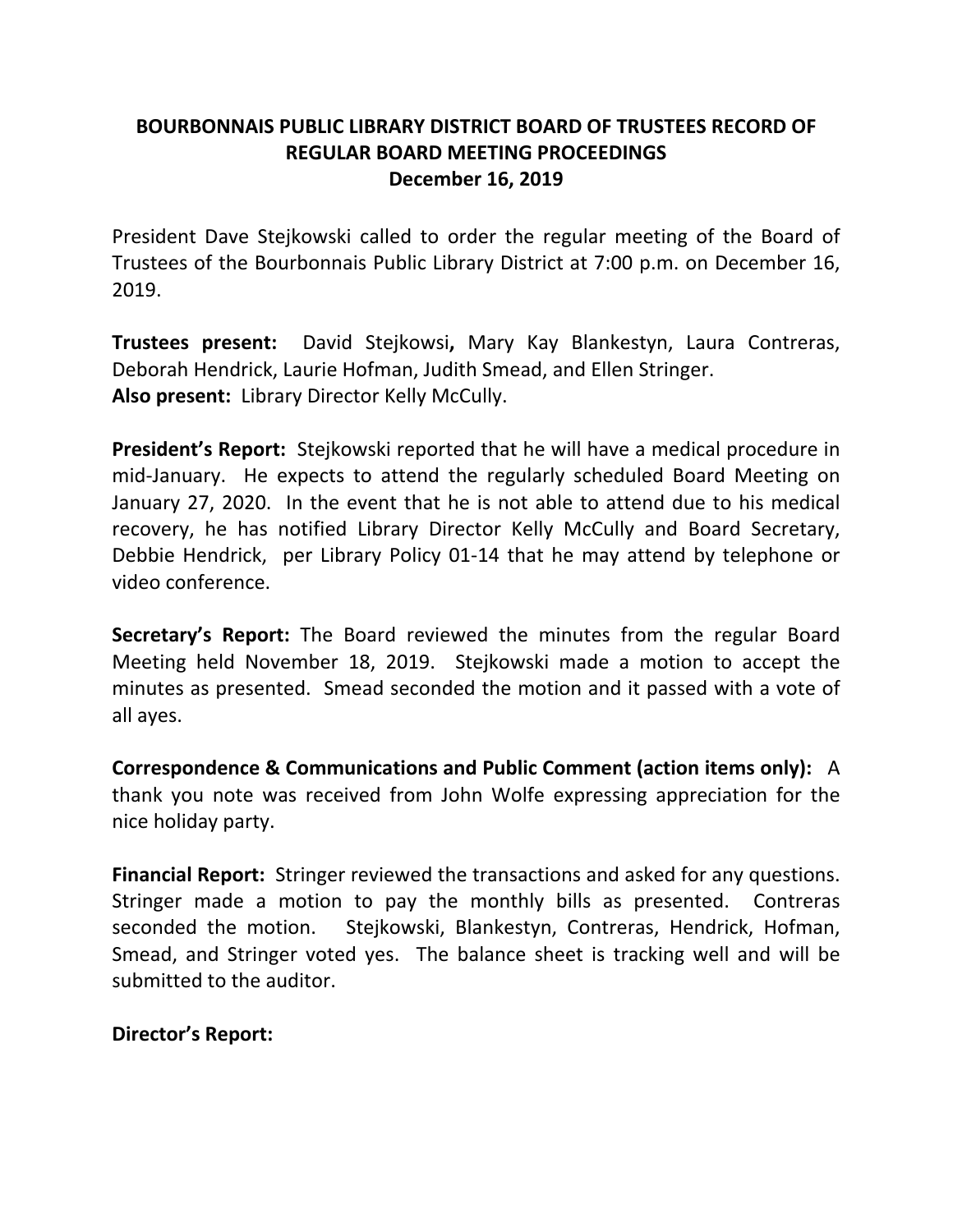# BOURBONNAIS PUBLIC LIBRARY DISTRICT BOARD OF TRUSTEES RECORD OF REGULAR BOARD MEETING PROCEEDINGS
## December 16, 2019

President Dave Stejkowski called to order the regular meeting of the Board of Trustees of the Bourbonnais Public Library District at 7:00 p.m. on December 16, 2019.

**Trustees present:** David Stejkowsi**,** Mary Kay Blankestyn, Laura Contreras, Deborah Hendrick, Laurie Hofman, Judith Smead, and Ellen Stringer.
**Also present:** Library Director Kelly McCully.

**President's Report:** Stejkowski reported that he will have a medical procedure in mid-January. He expects to attend the regularly scheduled Board Meeting on January 27, 2020. In the event that he is not able to attend due to his medical recovery, he has notified Library Director Kelly McCully and Board Secretary, Debbie Hendrick, per Library Policy 01-14 that he may attend by telephone or video conference.

**Secretary's Report:** The Board reviewed the minutes from the regular Board Meeting held November 18, 2019. Stejkowski made a motion to accept the minutes as presented. Smead seconded the motion and it passed with a vote of all ayes.

**Correspondence & Communications and Public Comment (action items only):** A thank you note was received from John Wolfe expressing appreciation for the nice holiday party.

**Financial Report:** Stringer reviewed the transactions and asked for any questions. Stringer made a motion to pay the monthly bills as presented. Contreras seconded the motion. Stejkowski, Blankestyn, Contreras, Hendrick, Hofman, Smead, and Stringer voted yes. The balance sheet is tracking well and will be submitted to the auditor.

**Director's Report:**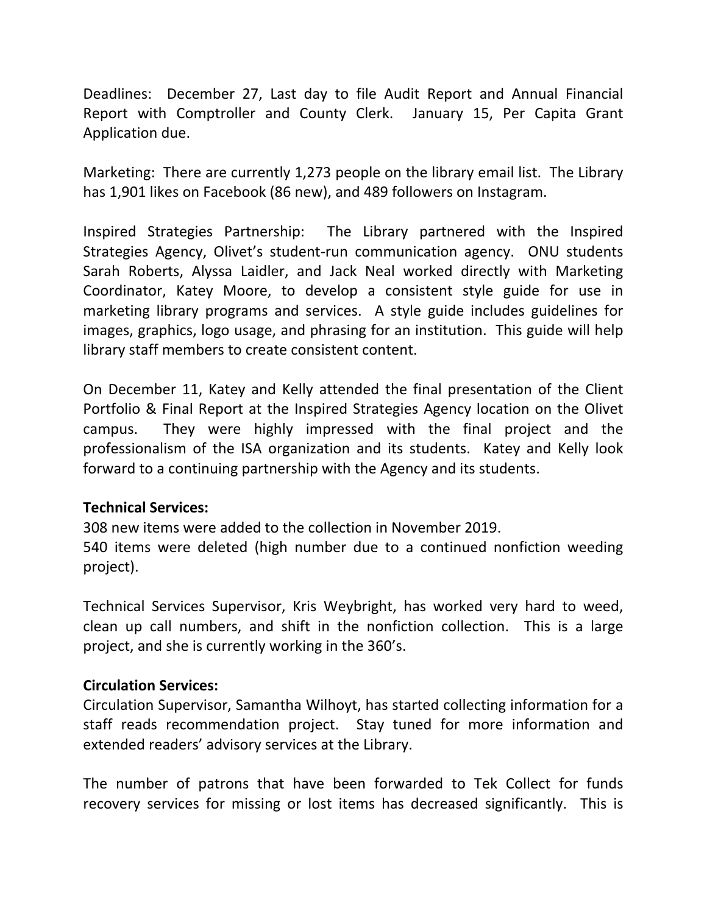Deadlines: December 27, Last day to file Audit Report and Annual Financial Report with Comptroller and County Clerk. January 15, Per Capita Grant Application due.

Marketing: There are currently 1,273 people on the library email list. The Library has 1,901 likes on Facebook (86 new), and 489 followers on Instagram.

Inspired Strategies Partnership: The Library partnered with the Inspired Strategies Agency, Olivet's student-run communication agency. ONU students Sarah Roberts, Alyssa Laidler, and Jack Neal worked directly with Marketing Coordinator, Katey Moore, to develop a consistent style guide for use in marketing library programs and services. A style guide includes guidelines for images, graphics, logo usage, and phrasing for an institution. This guide will help library staff members to create consistent content.

On December 11, Katey and Kelly attended the final presentation of the Client Portfolio & Final Report at the Inspired Strategies Agency location on the Olivet campus. They were highly impressed with the final project and the professionalism of the ISA organization and its students. Katey and Kelly look forward to a continuing partnership with the Agency and its students.

**Technical Services:**

308 new items were added to the collection in November 2019.
540 items were deleted (high number due to a continued nonfiction weeding project).

Technical Services Supervisor, Kris Weybright, has worked very hard to weed, clean up call numbers, and shift in the nonfiction collection. This is a large project, and she is currently working in the 360's.

**Circulation Services:**

Circulation Supervisor, Samantha Wilhoyt, has started collecting information for a staff reads recommendation project. Stay tuned for more information and extended readers' advisory services at the Library.

The number of patrons that have been forwarded to Tek Collect for funds recovery services for missing or lost items has decreased significantly. This is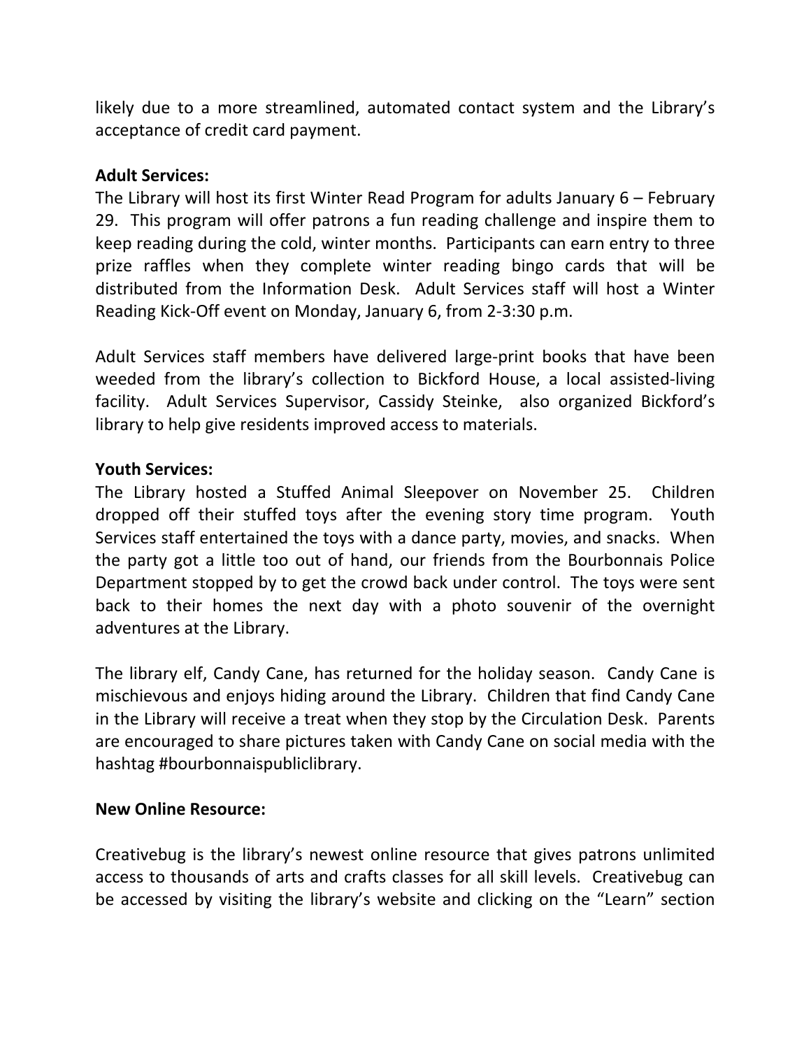likely due to a more streamlined, automated contact system and the Library's acceptance of credit card payment.

**Adult Services:**
The Library will host its first Winter Read Program for adults January 6 – February 29. This program will offer patrons a fun reading challenge and inspire them to keep reading during the cold, winter months. Participants can earn entry to three prize raffles when they complete winter reading bingo cards that will be distributed from the Information Desk. Adult Services staff will host a Winter Reading Kick-Off event on Monday, January 6, from 2-3:30 p.m.

Adult Services staff members have delivered large-print books that have been weeded from the library's collection to Bickford House, a local assisted-living facility. Adult Services Supervisor, Cassidy Steinke, also organized Bickford's library to help give residents improved access to materials.

**Youth Services:**
The Library hosted a Stuffed Animal Sleepover on November 25. Children dropped off their stuffed toys after the evening story time program. Youth Services staff entertained the toys with a dance party, movies, and snacks. When the party got a little too out of hand, our friends from the Bourbonnais Police Department stopped by to get the crowd back under control. The toys were sent back to their homes the next day with a photo souvenir of the overnight adventures at the Library.

The library elf, Candy Cane, has returned for the holiday season. Candy Cane is mischievous and enjoys hiding around the Library. Children that find Candy Cane in the Library will receive a treat when they stop by the Circulation Desk. Parents are encouraged to share pictures taken with Candy Cane on social media with the hashtag #bourbonnaispubliclibrary.

**New Online Resource:**

Creativebug is the library's newest online resource that gives patrons unlimited access to thousands of arts and crafts classes for all skill levels. Creativebug can be accessed by visiting the library's website and clicking on the "Learn" section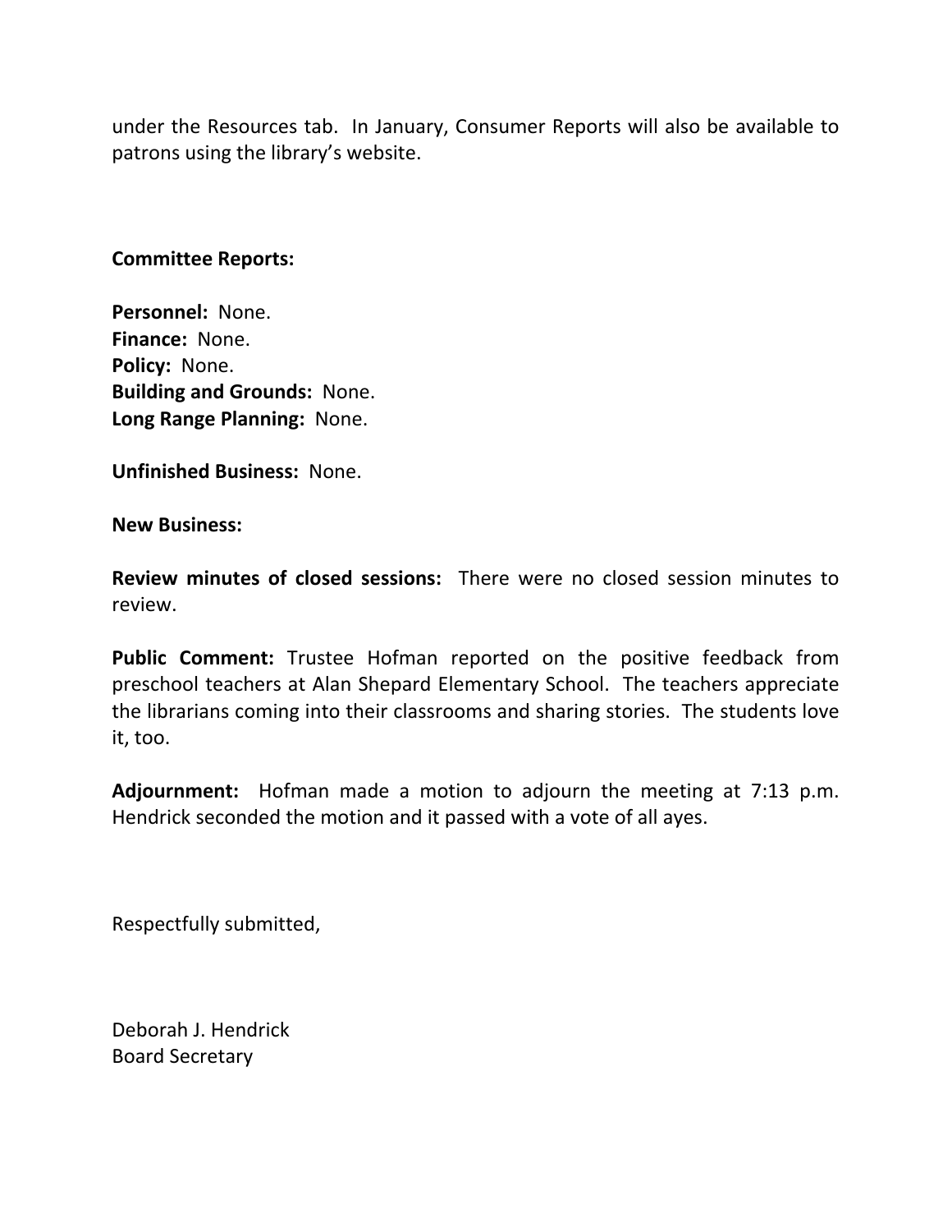under the Resources tab. In January, Consumer Reports will also be available to patrons using the library's website.

**Committee Reports:**

**Personnel:** None.
**Finance:** None.
**Policy:** None.
**Building and Grounds:** None.
**Long Range Planning:** None.

**Unfinished Business:** None.

**New Business:**

**Review minutes of closed sessions:** There were no closed session minutes to review.

**Public Comment:** Trustee Hofman reported on the positive feedback from preschool teachers at Alan Shepard Elementary School. The teachers appreciate the librarians coming into their classrooms and sharing stories. The students love it, too.

**Adjournment:** Hofman made a motion to adjourn the meeting at 7:13 p.m. Hendrick seconded the motion and it passed with a vote of all ayes.

Respectfully submitted,

Deborah J. Hendrick
Board Secretary